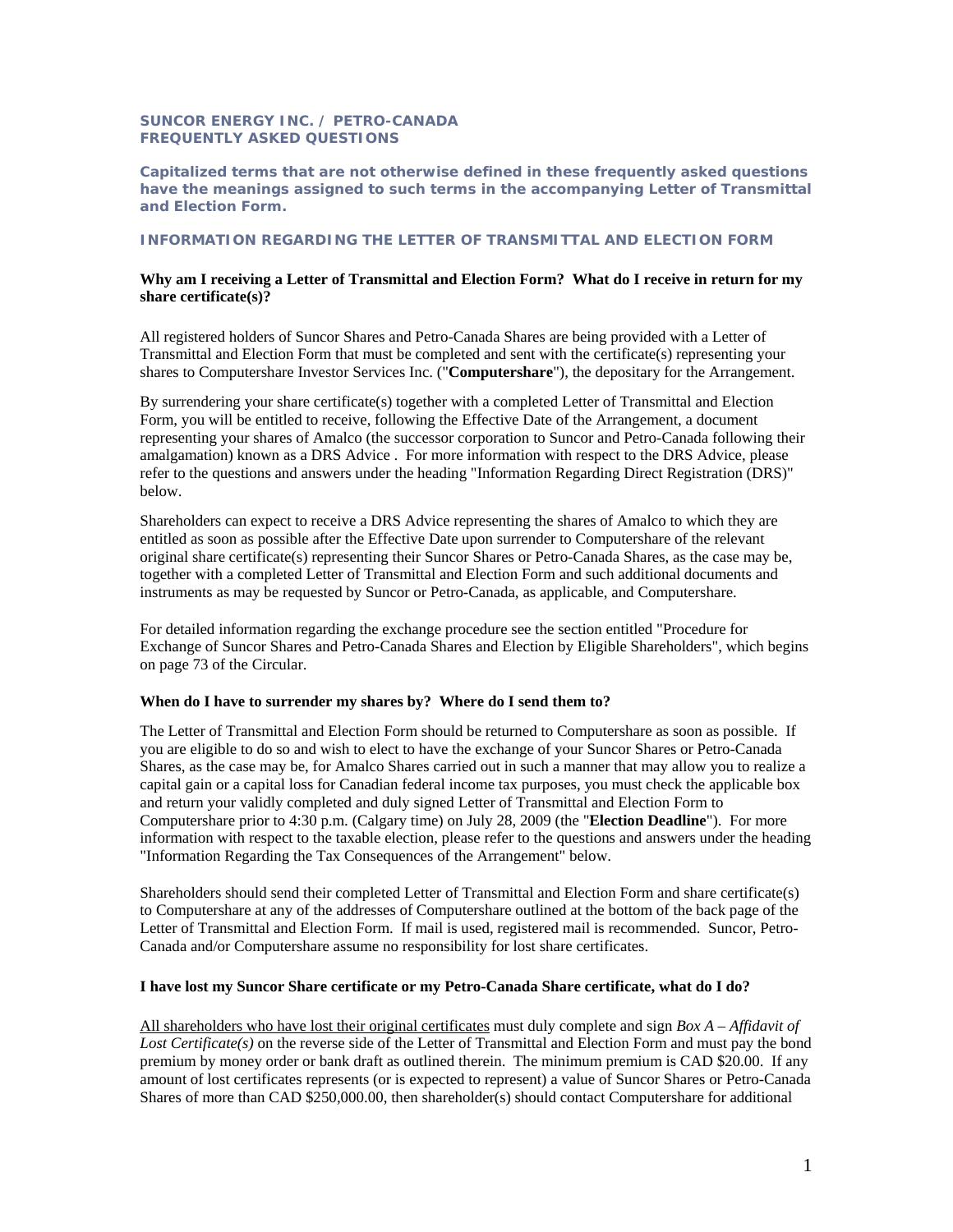## SUNCOR ENERGY INC. / PETRO-CANADA
## FREQUENTLY ASKED QUESTIONS

**Capitalized terms that are not otherwise defined in these frequently asked questions have the meanings assigned to such terms in the accompanying Letter of Transmittal and Election Form.**

### INFORMATION REGARDING THE LETTER OF TRANSMITTAL AND ELECTION FORM

**Why am I receiving a Letter of Transmittal and Election Form? What do I receive in return for my share certificate(s)?**

All registered holders of Suncor Shares and Petro-Canada Shares are being provided with a Letter of Transmittal and Election Form that must be completed and sent with the certificate(s) representing your shares to Computershare Investor Services Inc. ("**Computershare**"), the depositary for the Arrangement.

By surrendering your share certificate(s) together with a completed Letter of Transmittal and Election Form, you will be entitled to receive, following the Effective Date of the Arrangement, a document representing your shares of Amalco (the successor corporation to Suncor and Petro-Canada following their amalgamation) known as a DRS Advice . For more information with respect to the DRS Advice, please refer to the questions and answers under the heading "Information Regarding Direct Registration (DRS)" below.

Shareholders can expect to receive a DRS Advice representing the shares of Amalco to which they are entitled as soon as possible after the Effective Date upon surrender to Computershare of the relevant original share certificate(s) representing their Suncor Shares or Petro-Canada Shares, as the case may be, together with a completed Letter of Transmittal and Election Form and such additional documents and instruments as may be requested by Suncor or Petro-Canada, as applicable, and Computershare.

For detailed information regarding the exchange procedure see the section entitled "Procedure for Exchange of Suncor Shares and Petro-Canada Shares and Election by Eligible Shareholders", which begins on page 73 of the Circular.

**When do I have to surrender my shares by? Where do I send them to?**

The Letter of Transmittal and Election Form should be returned to Computershare as soon as possible. If you are eligible to do so and wish to elect to have the exchange of your Suncor Shares or Petro-Canada Shares, as the case may be, for Amalco Shares carried out in such a manner that may allow you to realize a capital gain or a capital loss for Canadian federal income tax purposes, you must check the applicable box and return your validly completed and duly signed Letter of Transmittal and Election Form to Computershare prior to 4:30 p.m. (Calgary time) on July 28, 2009 (the "**Election Deadline**"). For more information with respect to the taxable election, please refer to the questions and answers under the heading "Information Regarding the Tax Consequences of the Arrangement" below.

Shareholders should send their completed Letter of Transmittal and Election Form and share certificate(s) to Computershare at any of the addresses of Computershare outlined at the bottom of the back page of the Letter of Transmittal and Election Form. If mail is used, registered mail is recommended. Suncor, Petro-Canada and/or Computershare assume no responsibility for lost share certificates.

**I have lost my Suncor Share certificate or my Petro-Canada Share certificate, what do I do?**

<u>All shareholders who have lost their original certificates</u> must duly complete and sign *Box A – Affidavit of Lost Certificate(s)* on the reverse side of the Letter of Transmittal and Election Form and must pay the bond premium by money order or bank draft as outlined therein. The minimum premium is CAD $20.00. If any amount of lost certificates represents (or is expected to represent) a value of Suncor Shares or Petro-Canada Shares of more than CAD $250,000.00, then shareholder(s) should contact Computershare for additional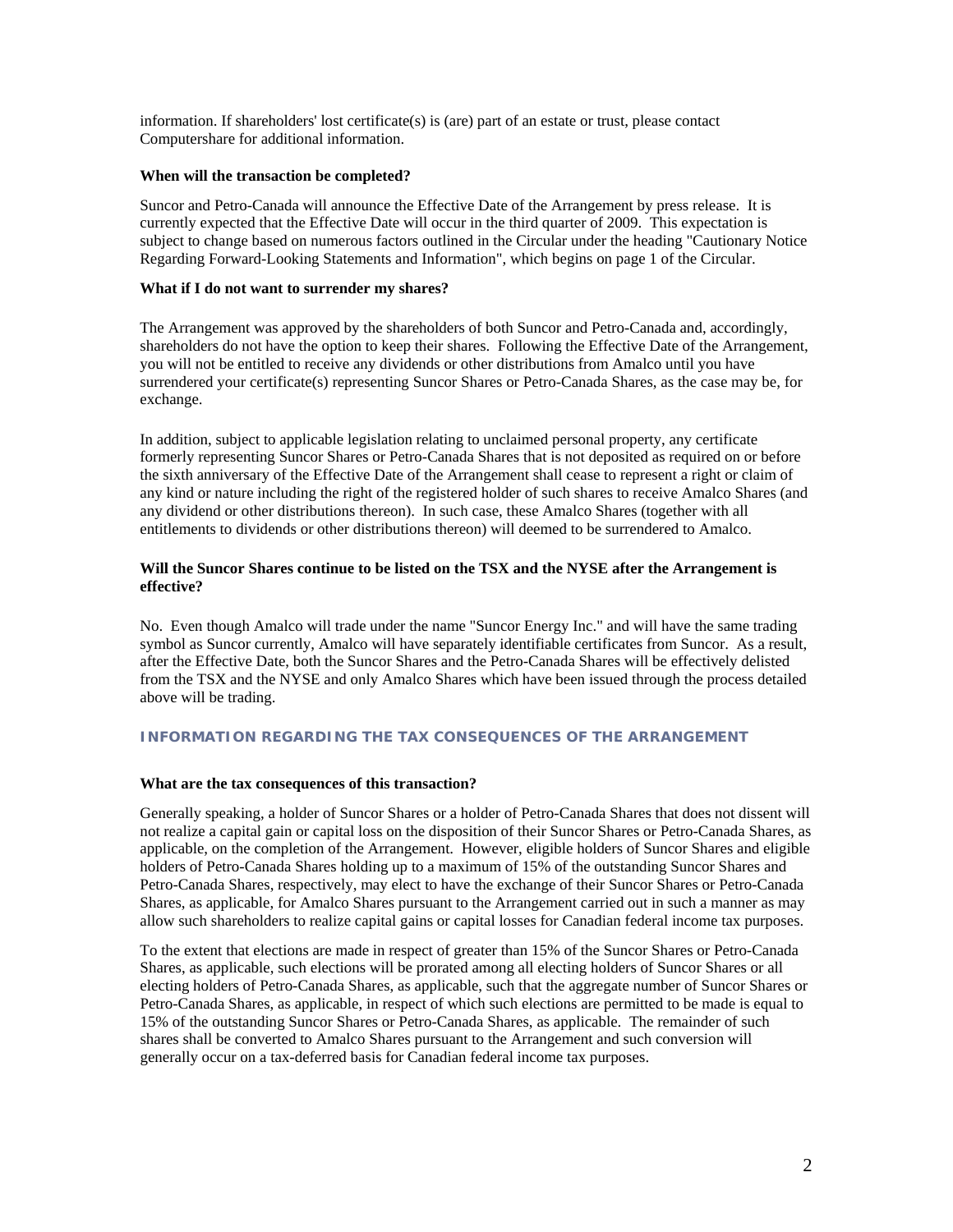information. If shareholders' lost certificate(s) is (are) part of an estate or trust, please contact Computershare for additional information.

**When will the transaction be completed?**

Suncor and Petro-Canada will announce the Effective Date of the Arrangement by press release. It is currently expected that the Effective Date will occur in the third quarter of 2009. This expectation is subject to change based on numerous factors outlined in the Circular under the heading "Cautionary Notice Regarding Forward-Looking Statements and Information", which begins on page 1 of the Circular.

**What if I do not want to surrender my shares?**

The Arrangement was approved by the shareholders of both Suncor and Petro-Canada and, accordingly, shareholders do not have the option to keep their shares. Following the Effective Date of the Arrangement, you will not be entitled to receive any dividends or other distributions from Amalco until you have surrendered your certificate(s) representing Suncor Shares or Petro-Canada Shares, as the case may be, for exchange.

In addition, subject to applicable legislation relating to unclaimed personal property, any certificate formerly representing Suncor Shares or Petro-Canada Shares that is not deposited as required on or before the sixth anniversary of the Effective Date of the Arrangement shall cease to represent a right or claim of any kind or nature including the right of the registered holder of such shares to receive Amalco Shares (and any dividend or other distributions thereon). In such case, these Amalco Shares (together with all entitlements to dividends or other distributions thereon) will deemed to be surrendered to Amalco.

**Will the Suncor Shares continue to be listed on the TSX and the NYSE after the Arrangement is effective?**

No. Even though Amalco will trade under the name "Suncor Energy Inc." and will have the same trading symbol as Suncor currently, Amalco will have separately identifiable certificates from Suncor. As a result, after the Effective Date, both the Suncor Shares and the Petro-Canada Shares will be effectively delisted from the TSX and the NYSE and only Amalco Shares which have been issued through the process detailed above will be trading.

## INFORMATION REGARDING THE TAX CONSEQUENCES OF THE ARRANGEMENT

**What are the tax consequences of this transaction?**

Generally speaking, a holder of Suncor Shares or a holder of Petro-Canada Shares that does not dissent will not realize a capital gain or capital loss on the disposition of their Suncor Shares or Petro-Canada Shares, as applicable, on the completion of the Arrangement. However, eligible holders of Suncor Shares and eligible holders of Petro-Canada Shares holding up to a maximum of 15% of the outstanding Suncor Shares and Petro-Canada Shares, respectively, may elect to have the exchange of their Suncor Shares or Petro-Canada Shares, as applicable, for Amalco Shares pursuant to the Arrangement carried out in such a manner as may allow such shareholders to realize capital gains or capital losses for Canadian federal income tax purposes.

To the extent that elections are made in respect of greater than 15% of the Suncor Shares or Petro-Canada Shares, as applicable, such elections will be prorated among all electing holders of Suncor Shares or all electing holders of Petro-Canada Shares, as applicable, such that the aggregate number of Suncor Shares or Petro-Canada Shares, as applicable, in respect of which such elections are permitted to be made is equal to 15% of the outstanding Suncor Shares or Petro-Canada Shares, as applicable. The remainder of such shares shall be converted to Amalco Shares pursuant to the Arrangement and such conversion will generally occur on a tax-deferred basis for Canadian federal income tax purposes.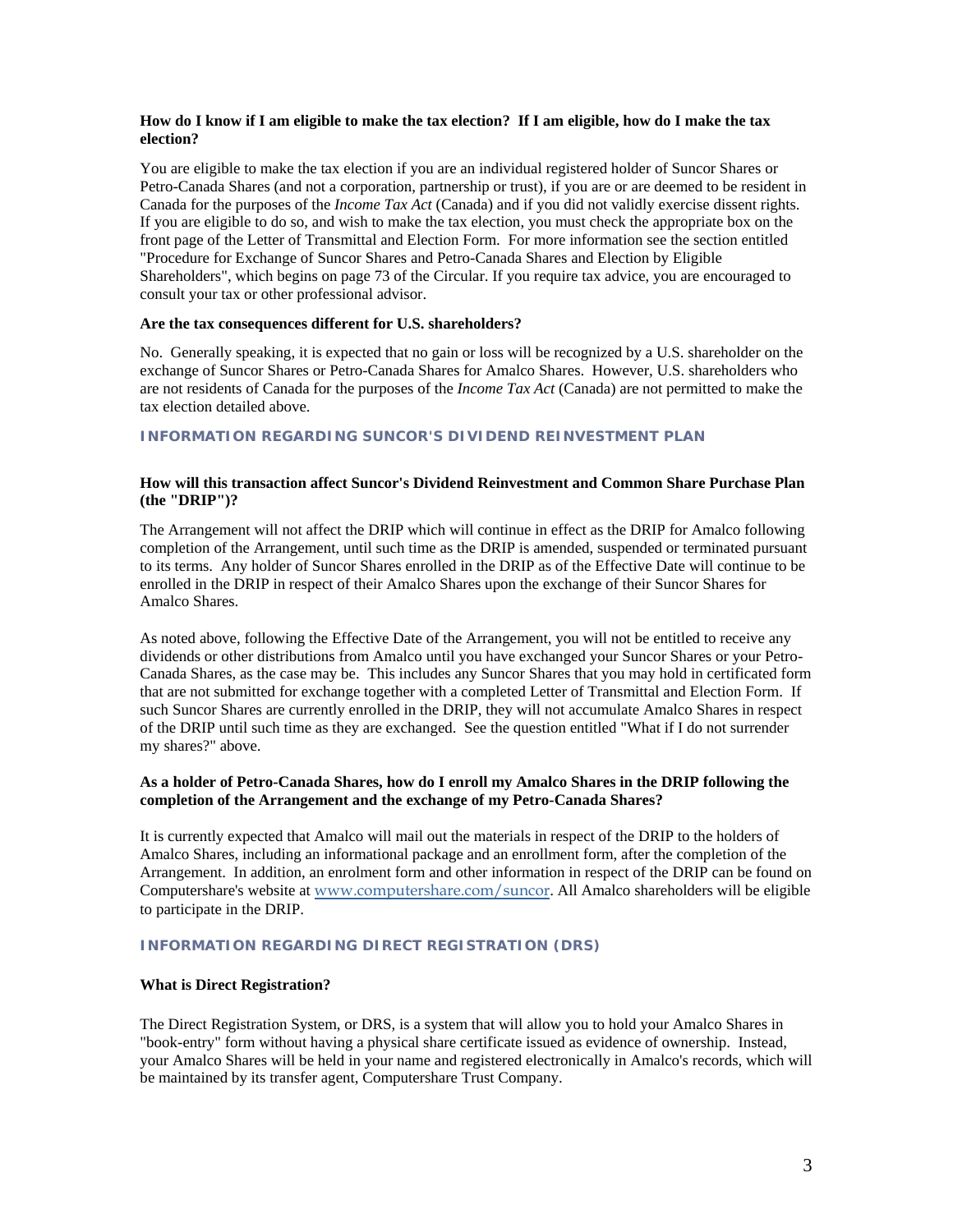**How do I know if I am eligible to make the tax election? If I am eligible, how do I make the tax election?**

You are eligible to make the tax election if you are an individual registered holder of Suncor Shares or Petro-Canada Shares (and not a corporation, partnership or trust), if you are or are deemed to be resident in Canada for the purposes of the *Income Tax Act* (Canada) and if you did not validly exercise dissent rights. If you are eligible to do so, and wish to make the tax election, you must check the appropriate box on the front page of the Letter of Transmittal and Election Form. For more information see the section entitled "Procedure for Exchange of Suncor Shares and Petro-Canada Shares and Election by Eligible Shareholders", which begins on page 73 of the Circular. If you require tax advice, you are encouraged to consult your tax or other professional advisor.

**Are the tax consequences different for U.S. shareholders?**

No. Generally speaking, it is expected that no gain or loss will be recognized by a U.S. shareholder on the exchange of Suncor Shares or Petro-Canada Shares for Amalco Shares. However, U.S. shareholders who are not residents of Canada for the purposes of the *Income Tax Act* (Canada) are not permitted to make the tax election detailed above.

## INFORMATION REGARDING SUNCOR'S DIVIDEND REINVESTMENT PLAN

**How will this transaction affect Suncor's Dividend Reinvestment and Common Share Purchase Plan (the "DRIP")?**

The Arrangement will not affect the DRIP which will continue in effect as the DRIP for Amalco following completion of the Arrangement, until such time as the DRIP is amended, suspended or terminated pursuant to its terms. Any holder of Suncor Shares enrolled in the DRIP as of the Effective Date will continue to be enrolled in the DRIP in respect of their Amalco Shares upon the exchange of their Suncor Shares for Amalco Shares.

As noted above, following the Effective Date of the Arrangement, you will not be entitled to receive any dividends or other distributions from Amalco until you have exchanged your Suncor Shares or your Petro-Canada Shares, as the case may be. This includes any Suncor Shares that you may hold in certificated form that are not submitted for exchange together with a completed Letter of Transmittal and Election Form. If such Suncor Shares are currently enrolled in the DRIP, they will not accumulate Amalco Shares in respect of the DRIP until such time as they are exchanged. See the question entitled "What if I do not surrender my shares?" above.

**As a holder of Petro-Canada Shares, how do I enroll my Amalco Shares in the DRIP following the completion of the Arrangement and the exchange of my Petro-Canada Shares?**

It is currently expected that Amalco will mail out the materials in respect of the DRIP to the holders of Amalco Shares, including an informational package and an enrollment form, after the completion of the Arrangement. In addition, an enrolment form and other information in respect of the DRIP can be found on Computershare's website at www.computershare.com/suncor. All Amalco shareholders will be eligible to participate in the DRIP.

## INFORMATION REGARDING DIRECT REGISTRATION (DRS)

**What is Direct Registration?**

The Direct Registration System, or DRS, is a system that will allow you to hold your Amalco Shares in "book-entry" form without having a physical share certificate issued as evidence of ownership. Instead, your Amalco Shares will be held in your name and registered electronically in Amalco's records, which will be maintained by its transfer agent, Computershare Trust Company.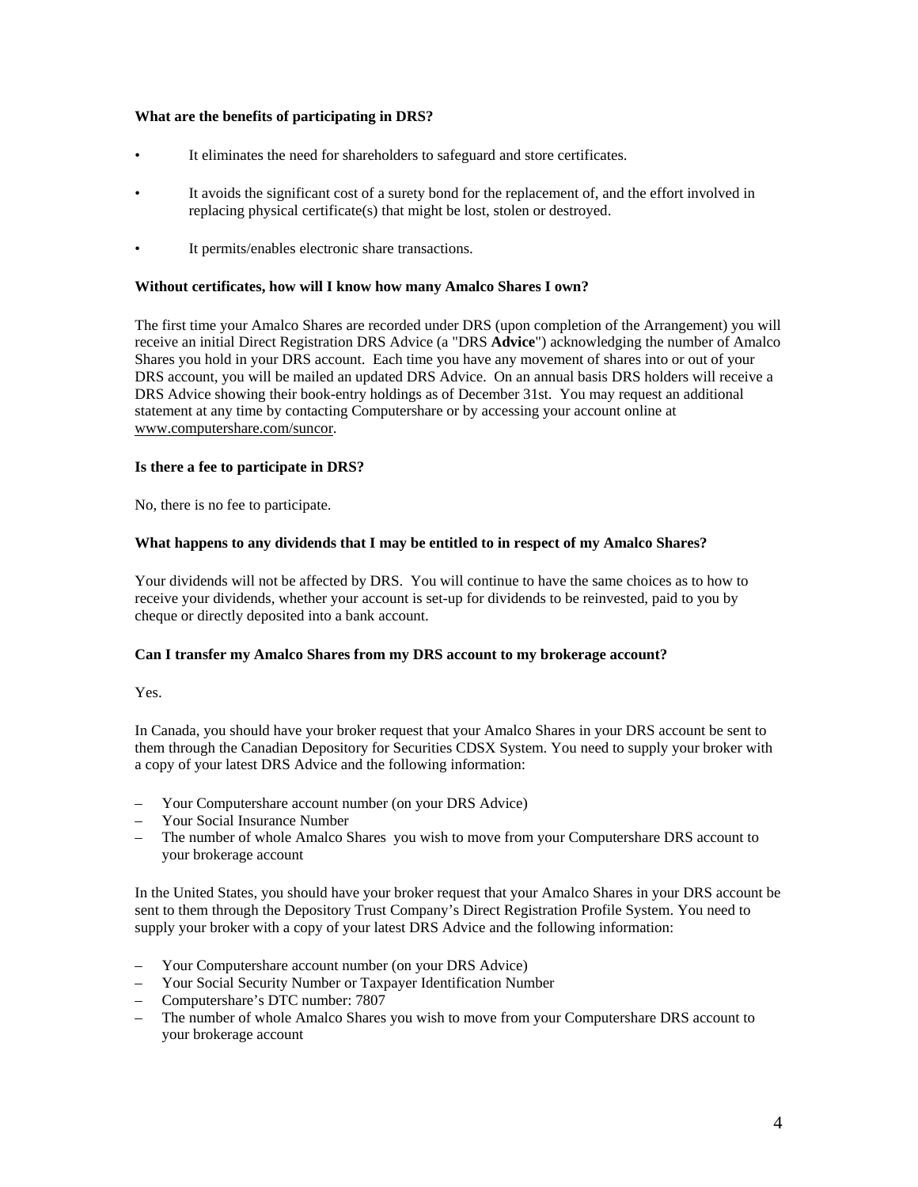**What are the benefits of participating in DRS?**

- It eliminates the need for shareholders to safeguard and store certificates.
- It avoids the significant cost of a surety bond for the replacement of, and the effort involved in replacing physical certificate(s) that might be lost, stolen or destroyed.
- It permits/enables electronic share transactions.

**Without certificates, how will I know how many Amalco Shares I own?**

The first time your Amalco Shares are recorded under DRS (upon completion of the Arrangement) you will receive an initial Direct Registration DRS Advice (a "DRS **Advice**") acknowledging the number of Amalco Shares you hold in your DRS account. Each time you have any movement of shares into or out of your DRS account, you will be mailed an updated DRS Advice. On an annual basis DRS holders will receive a DRS Advice showing their book-entry holdings as of December 31st. You may request an additional statement at any time by contacting Computershare or by accessing your account online at www.computershare.com/suncor.

**Is there a fee to participate in DRS?**

No, there is no fee to participate.

**What happens to any dividends that I may be entitled to in respect of my Amalco Shares?**

Your dividends will not be affected by DRS. You will continue to have the same choices as to how to receive your dividends, whether your account is set-up for dividends to be reinvested, paid to you by cheque or directly deposited into a bank account.

**Can I transfer my Amalco Shares from my DRS account to my brokerage account?**

Yes.

In Canada, you should have your broker request that your Amalco Shares in your DRS account be sent to them through the Canadian Depository for Securities CDSX System. You need to supply your broker with a copy of your latest DRS Advice and the following information:

- Your Computershare account number (on your DRS Advice)
- Your Social Insurance Number
- The number of whole Amalco Shares you wish to move from your Computershare DRS account to your brokerage account

In the United States, you should have your broker request that your Amalco Shares in your DRS account be sent to them through the Depository Trust Company's Direct Registration Profile System. You need to supply your broker with a copy of your latest DRS Advice and the following information:

- Your Computershare account number (on your DRS Advice)
- Your Social Security Number or Taxpayer Identification Number
- Computershare's DTC number: 7807
- The number of whole Amalco Shares you wish to move from your Computershare DRS account to your brokerage account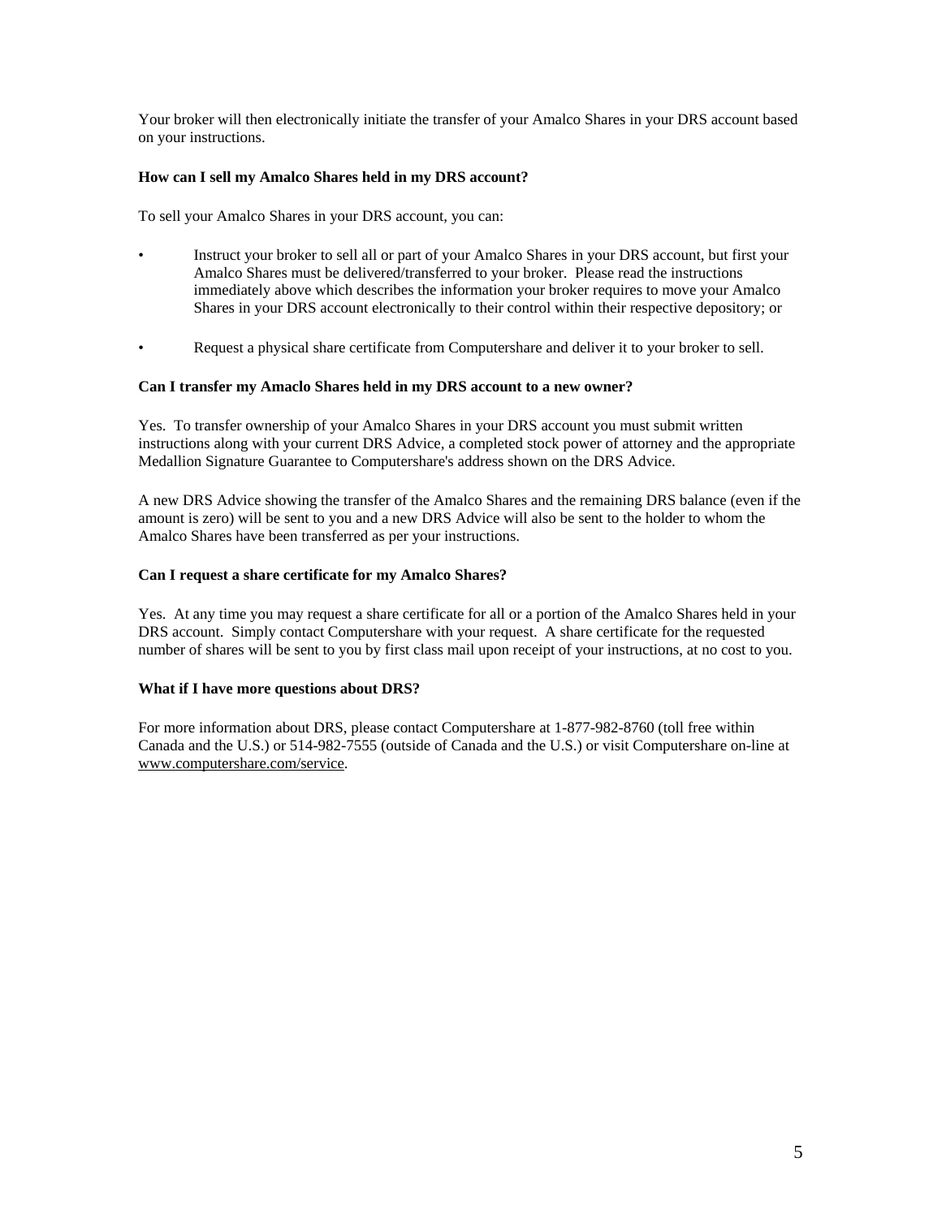Your broker will then electronically initiate the transfer of your Amalco Shares in your DRS account based on your instructions.

**How can I sell my Amalco Shares held in my DRS account?**

To sell your Amalco Shares in your DRS account, you can:

- Instruct your broker to sell all or part of your Amalco Shares in your DRS account, but first your Amalco Shares must be delivered/transferred to your broker. Please read the instructions immediately above which describes the information your broker requires to move your Amalco Shares in your DRS account electronically to their control within their respective depository; or
- Request a physical share certificate from Computershare and deliver it to your broker to sell.

**Can I transfer my Amaclo Shares held in my DRS account to a new owner?**

Yes. To transfer ownership of your Amalco Shares in your DRS account you must submit written instructions along with your current DRS Advice, a completed stock power of attorney and the appropriate Medallion Signature Guarantee to Computershare's address shown on the DRS Advice.

A new DRS Advice showing the transfer of the Amalco Shares and the remaining DRS balance (even if the amount is zero) will be sent to you and a new DRS Advice will also be sent to the holder to whom the Amalco Shares have been transferred as per your instructions.

**Can I request a share certificate for my Amalco Shares?**

Yes. At any time you may request a share certificate for all or a portion of the Amalco Shares held in your DRS account. Simply contact Computershare with your request. A share certificate for the requested number of shares will be sent to you by first class mail upon receipt of your instructions, at no cost to you.

**What if I have more questions about DRS?**

For more information about DRS, please contact Computershare at 1-877-982-8760 (toll free within Canada and the U.S.) or 514-982-7555 (outside of Canada and the U.S.) or visit Computershare on-line at www.computershare.com/service.